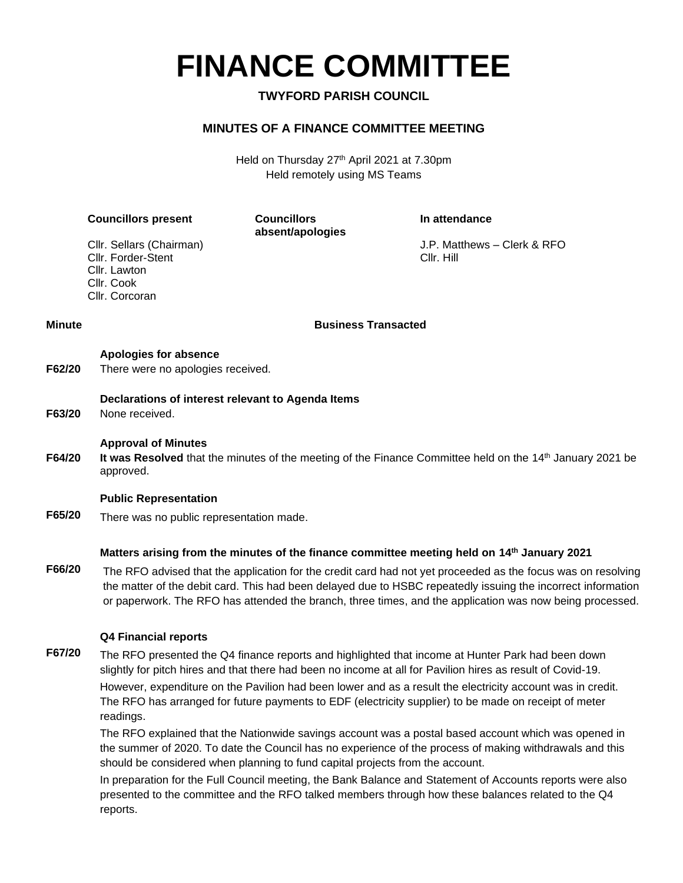# FINANCE COMMITTEE

**TWYFORD PARISH COUNCIL**

**MINUTES OF A FINANCE COMMITTEE MEETING**

Held on Thursday 27th April 2021 at 7.30pm
Held remotely using MS Teams

| **Councillors present** | **Councillors absent/apologies** | **In attendance** |
|---|---|---|
| Cllr. Sellars (Chairman) | | J.P. Matthews – Clerk & RFO |
| Cllr. Forder-Stent | | Cllr. Hill |
| Cllr. Lawton | | |
| Cllr. Cook | | |
| Cllr. Corcoran | | |

| Minute | Business Transacted |
|---|---|
| F62/20 | **Apologies for absence**<br>There were no apologies received. |
| F63/20 | **Declarations of interest relevant to Agenda Items**<br>None received. |
| F64/20 | **Approval of Minutes**<br>**It was Resolved** that the minutes of the meeting of the Finance Committee held on the 14th January 2021 be approved. |
| F65/20 | **Public Representation**<br>There was no public representation made. |
| F66/20 | **Matters arising from the minutes of the finance committee meeting held on 14th January 2021**<br>The RFO advised that the application for the credit card had not yet proceeded as the focus was on resolving the matter of the debit card. This had been delayed due to HSBC repeatedly issuing the incorrect information or paperwork. The RFO has attended the branch, three times, and the application was now being processed. |
| F67/20 | **Q4 Financial reports**<br>The RFO presented the Q4 finance reports and highlighted that income at Hunter Park had been down slightly for pitch hires and that there had been no income at all for Pavilion hires as result of Covid-19.<br>However, expenditure on the Pavilion had been lower and as a result the electricity account was in credit. The RFO has arranged for future payments to EDF (electricity supplier) to be made on receipt of meter readings.<br>The RFO explained that the Nationwide savings account was a postal based account which was opened in the summer of 2020. To date the Council has no experience of the process of making withdrawals and this should be considered when planning to fund capital projects from the account.<br>In preparation for the Full Council meeting, the Bank Balance and Statement of Accounts reports were also presented to the committee and the RFO talked members through how these balances related to the Q4 reports. |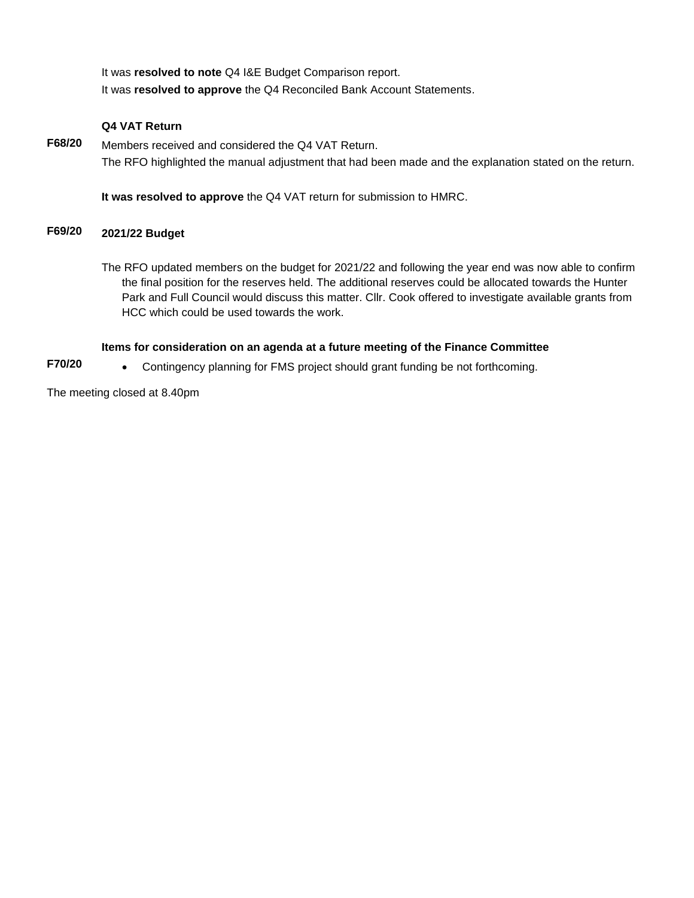It was **resolved to note** Q4 I&E Budget Comparison report.

It was **resolved to approve** the Q4 Reconciled Bank Account Statements.

**F68/20** **Q4 VAT Return**

Members received and considered the Q4 VAT Return.

The RFO highlighted the manual adjustment that had been made and the explanation stated on the return.

**It was resolved to approve** the Q4 VAT return for submission to HMRC.

**F69/20** **2021/22 Budget**

The RFO updated members on the budget for 2021/22 and following the year end was now able to confirm the final position for the reserves held. The additional reserves could be allocated towards the Hunter Park and Full Council would discuss this matter. Cllr. Cook offered to investigate available grants from HCC which could be used towards the work.

**F70/20** **Items for consideration on an agenda at a future meeting of the Finance Committee**

- Contingency planning for FMS project should grant funding be not forthcoming.

The meeting closed at 8.40pm